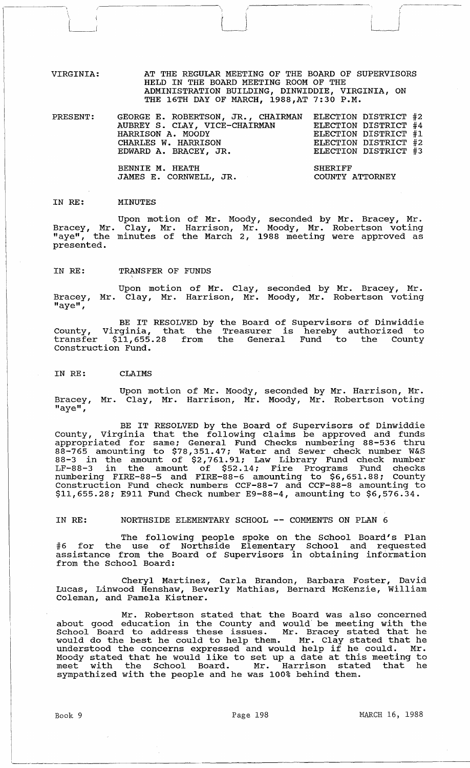VIRGINIA: AT THE REGULAR MEETING OF THE BOARD OF SUPERVISORS HELD IN THE BOARD MEETING ROOM OF THE ADMINISTRATION BUILDING, DINWIDDIE, VIRGINIA, ON THE 16TH DAY OF MARCH, 1988,AT 7:30 P.M.

| PRESENT: | | |
|---|---|---|
| | GEORGE E. ROBERTSON, JR., CHAIRMAN | ELECTION DISTRICT #2 |
| | AUBREY S. CLAY, VICE-CHAIRMAN | ELECTION DISTRICT #4 |
| | HARRISON A. MOODY | ELECTION DISTRICT #1 |
| | CHARLES W. HARRISON | ELECTION DISTRICT #2 |
| | EDWARD A. BRACEY, JR. | ELECTION DISTRICT #3 |
| | BENNIE M. HEATH | SHERIFF |
| | JAMES E. CORNWELL, JR. | COUNTY ATTORNEY |

IN RE: MINUTES

Upon motion of Mr. Moody, seconded by Mr. Bracey, Mr. Bracey, Mr. Clay, Mr. Harrison, Mr. Moody, Mr. Robertson voting "aye", the minutes of the March 2, 1988 meeting were approved as presented.

IN RE: TRANSFER OF FUNDS

Upon motion of Mr. Clay, seconded by Mr. Bracey, Mr. Bracey, Mr. Clay, Mr. Harrison, Mr. Moody, Mr. Robertson voting "aye",

BE IT RESOLVED by the Board of Supervisors of Dinwiddie County, Virginia, that the Treasurer is hereby authorized to transfer $11,655.28 from the General Fund to the County Construction Fund.

IN RE: CLAIMS

Upon motion of Mr. Moody, seconded by Mr. Harrison, Mr. Bracey, Mr. Clay, Mr. Harrison, Mr. Moody, Mr. Robertson voting "aye",

BE IT RESOLVED by the Board of Supervisors of Dinwiddie County, Virginia that the following claims be approved and funds appropriated for same; General Fund Checks numbering 88-536 thru 88-765 amounting to $78,351.47; Water and Sewer check number W&S 88-3 in the amount of $2,761.91; Law Library Fund check number LF-88-3 in the amount of $52.14; Fire Programs Fund checks numbering FIRE-88-5 and FIRE-88-6 amounting to $6,651.88; County Construction Fund check numbers CCF-88-7 and CCF-88-8 amounting to $11,655.28; E911 Fund Check number E9-88-4, amounting to $6,576.34.

IN RE: NORTHSIDE ELEMENTARY SCHOOL -- COMMENTS ON PLAN 6

The following people spoke on the School Board's Plan #6 for the use of Northside Elementary School and requested assistance from the Board of Supervisors in obtaining information from the School Board:

Cheryl Martinez, Carla Brandon, Barbara Foster, David Lucas, Linwood Henshaw, Beverly Mathias, Bernard McKenzie, William Coleman, and Pamela Kistner.

Mr. Robertson stated that the Board was also concerned about good education in the County and would be meeting with the School Board to address these issues. Mr. Bracey stated that he would do the best he could to help them. Mr. Clay stated that he understood the concerns expressed and would help if he could. Mr. Moody stated that he would like to set up a date at this meeting to meet with the School Board. Mr. Harrison stated that he sympathized with the people and he was 100% behind them.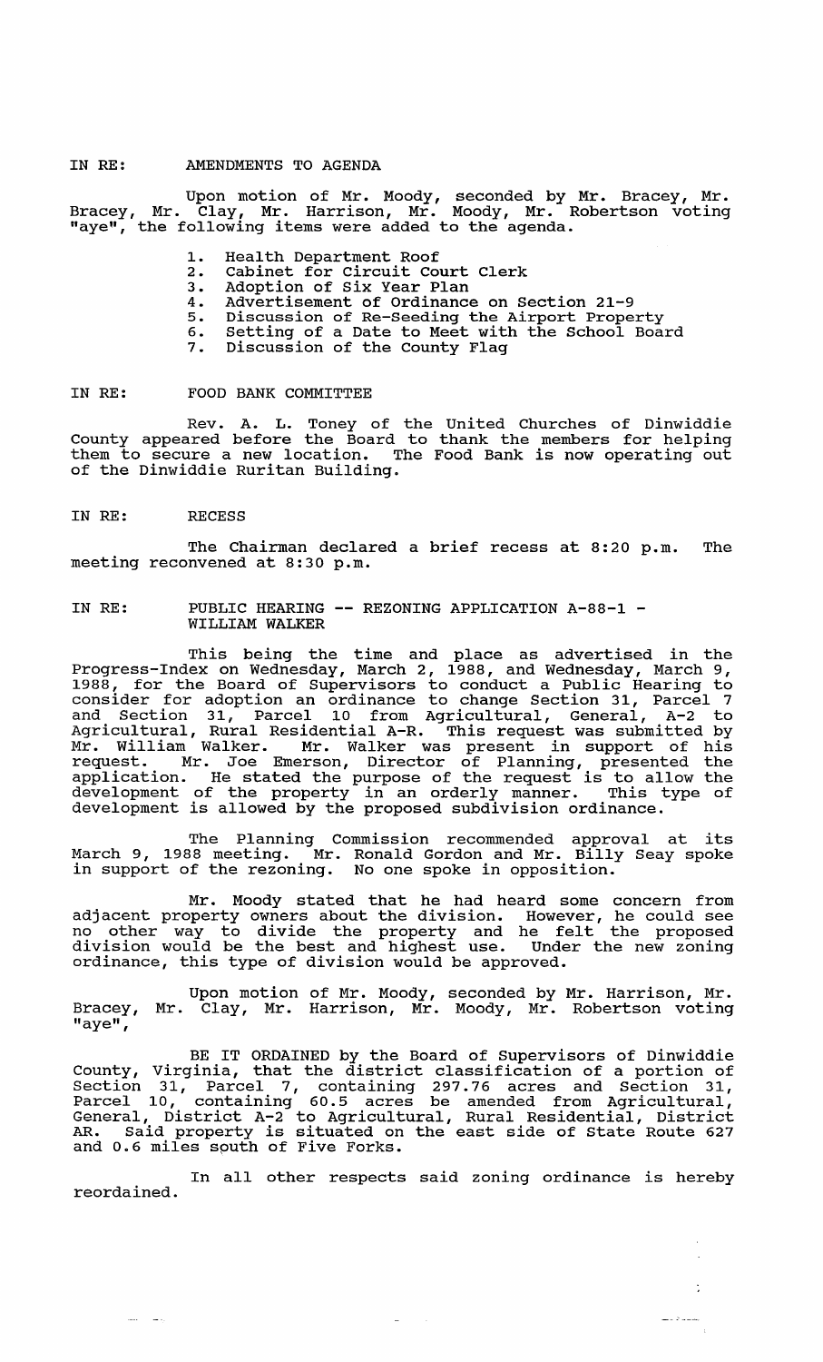IN RE: AMENDMENTS TO AGENDA

Upon motion of Mr. Moody, seconded by Mr. Bracey, Mr. Bracey, Mr. Clay, Mr. Harrison, Mr. Moody, Mr. Robertson voting "aye", the following items were added to the agenda.

1. Health Department Roof
2. Cabinet for Circuit Court Clerk
3. Adoption of Six Year Plan
4. Advertisement of Ordinance on Section 21-9
5. Discussion of Re-Seeding the Airport Property
6. Setting of a Date to Meet with the School Board
7. Discussion of the County Flag

IN RE: FOOD BANK COMMITTEE

Rev. A. L. Toney of the United Churches of Dinwiddie County appeared before the Board to thank the members for helping them to secure a new location. The Food Bank is now operating out of the Dinwiddie Ruritan Building.

IN RE: RECESS

The Chairman declared a brief recess at 8:20 p.m. The meeting reconvened at 8:30 p.m.

IN RE: PUBLIC HEARING -- REZONING APPLICATION A-88-1 - WILLIAM WALKER

This being the time and place as advertised in the Progress-Index on Wednesday, March 2, 1988, and Wednesday, March 9, 1988, for the Board of Supervisors to conduct a Public Hearing to consider for adoption an ordinance to change Section 31, Parcel 7 and Section 31, Parcel 10 from Agricultural, General, A-2 to Agricultural, Rural Residential A-R. This request was submitted by Mr. William Walker. Mr. Walker was present in support of his request. Mr. Joe Emerson, Director of Planning, presented the application. He stated the purpose of the request is to allow the development of the property in an orderly manner. This type of development is allowed by the proposed subdivision ordinance.

The Planning Commission recommended approval at its March 9, 1988 meeting. Mr. Ronald Gordon and Mr. Billy Seay spoke in support of the rezoning. No one spoke in opposition.

Mr. Moody stated that he had heard some concern from adjacent property owners about the division. However, he could see no other way to divide the property and he felt the proposed division would be the best and highest use. Under the new zoning ordinance, this type of division would be approved.

Upon motion of Mr. Moody, seconded by Mr. Harrison, Mr. Bracey, Mr. Clay, Mr. Harrison, Mr. Moody, Mr. Robertson voting "aye",

BE IT ORDAINED by the Board of Supervisors of Dinwiddie County, Virginia, that the district classification of a portion of Section 31, Parcel 7, containing 297.76 acres and Section 31, Parcel 10, containing 60.5 acres be amended from Agricultural, General, District A-2 to Agricultural, Rural Residential, District AR. Said property is situated on the east side of State Route 627 and 0.6 miles south of Five Forks.

In all other respects said zoning ordinance is hereby reordained.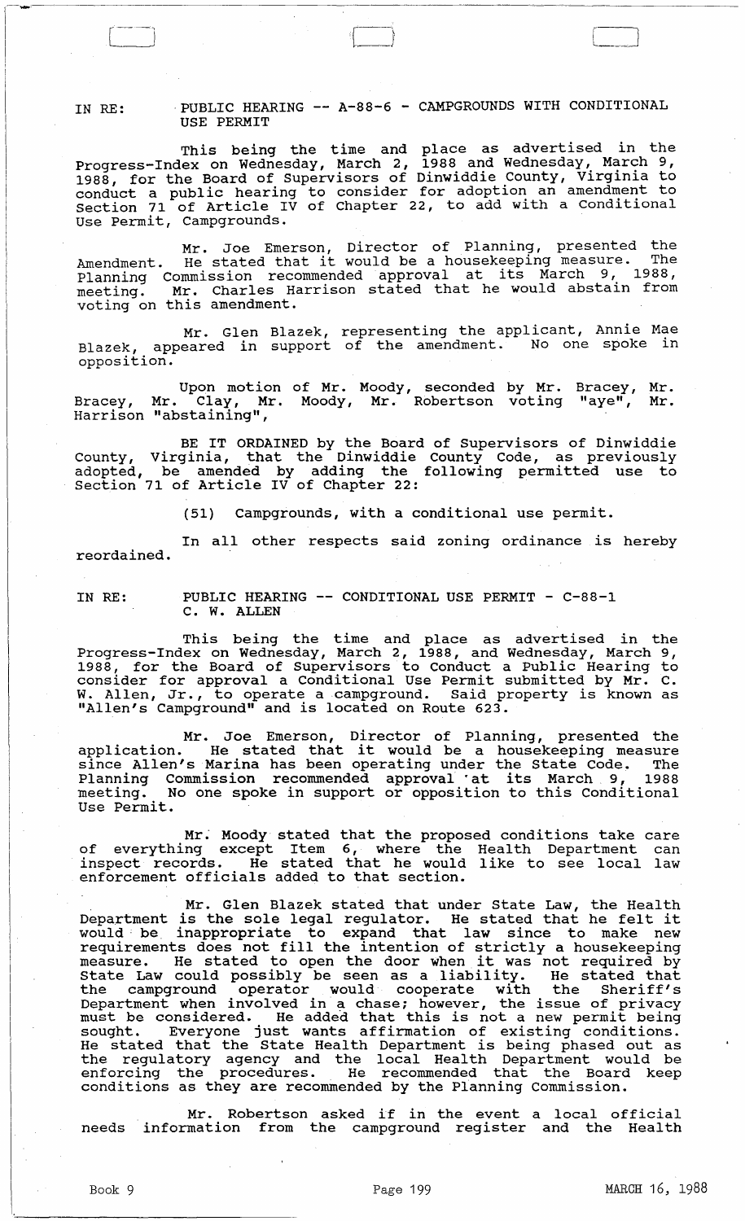IN RE: PUBLIC HEARING -- A-88-6 - CAMPGROUNDS WITH CONDITIONAL USE PERMIT

This being the time and place as advertised in the Progress-Index on Wednesday, March 2, 1988 and Wednesday, March 9, 1988, for the Board of Supervisors of Dinwiddie County, Virginia to conduct a public hearing to consider for adoption an amendment to Section 71 of Article IV of Chapter 22, to add with a Conditional Use Permit, Campgrounds.

Mr. Joe Emerson, Director of Planning, presented the Amendment. He stated that it would be a housekeeping measure. The Planning Commission recommended approval at its March 9, 1988, meeting. Mr. Charles Harrison stated that he would abstain from voting on this amendment.

Mr. Glen Blazek, representing the applicant, Annie Mae Blazek, appeared in support of the amendment. No one spoke in opposition.

Upon motion of Mr. Moody, seconded by Mr. Bracey, Mr. Bracey, Mr. Clay, Mr. Moody, Mr. Robertson voting "aye", Mr. Harrison "abstaining",

BE IT ORDAINED by the Board of Supervisors of Dinwiddie County, Virginia, that the Dinwiddie County Code, as previously adopted, be amended by adding the following permitted use to Section 71 of Article IV of Chapter 22:

(51) Campgrounds, with a conditional use permit.

In all other respects said zoning ordinance is hereby reordained.

IN RE: PUBLIC HEARING -- CONDITIONAL USE PERMIT - C-88-1 C. W. ALLEN

This being the time and place as advertised in the Progress-Index on Wednesday, March 2, 1988, and Wednesday, March 9, 1988, for the Board of Supervisors to Conduct a Public Hearing to consider for approval a Conditional Use Permit submitted by Mr. C. W. Allen, Jr., to operate a campground. Said property is known as "Allen's Campground" and is located on Route 623.

Mr. Joe Emerson, Director of Planning, presented the application. He stated that it would be a housekeeping measure since Allen's Marina has been operating under the State Code. The Planning Commission recommended approval at its March 9, 1988 meeting. No one spoke in support or opposition to this Conditional Use Permit.

Mr. Moody stated that the proposed conditions take care of everything except Item 6, where the Health Department can inspect records. He stated that he would like to see local law enforcement officials added to that section.

Mr. Glen Blazek stated that under State Law, the Health Department is the sole legal regulator. He stated that he felt it would be inappropriate to expand that law since to make new requirements does not fill the intention of strictly a housekeeping measure. He stated to open the door when it was not required by State Law could possibly be seen as a liability. He stated that the campground operator would cooperate with the Sheriff's Department when involved in a chase; however, the issue of privacy must be considered. He added that this is not a new permit being sought. Everyone just wants affirmation of existing conditions. He stated that the State Health Department is being phased out as the regulatory agency and the local Health Department would be enforcing the procedures. He recommended that the Board keep conditions as they are recommended by the Planning Commission.

Mr. Robertson asked if in the event a local official needs information from the campground register and the Health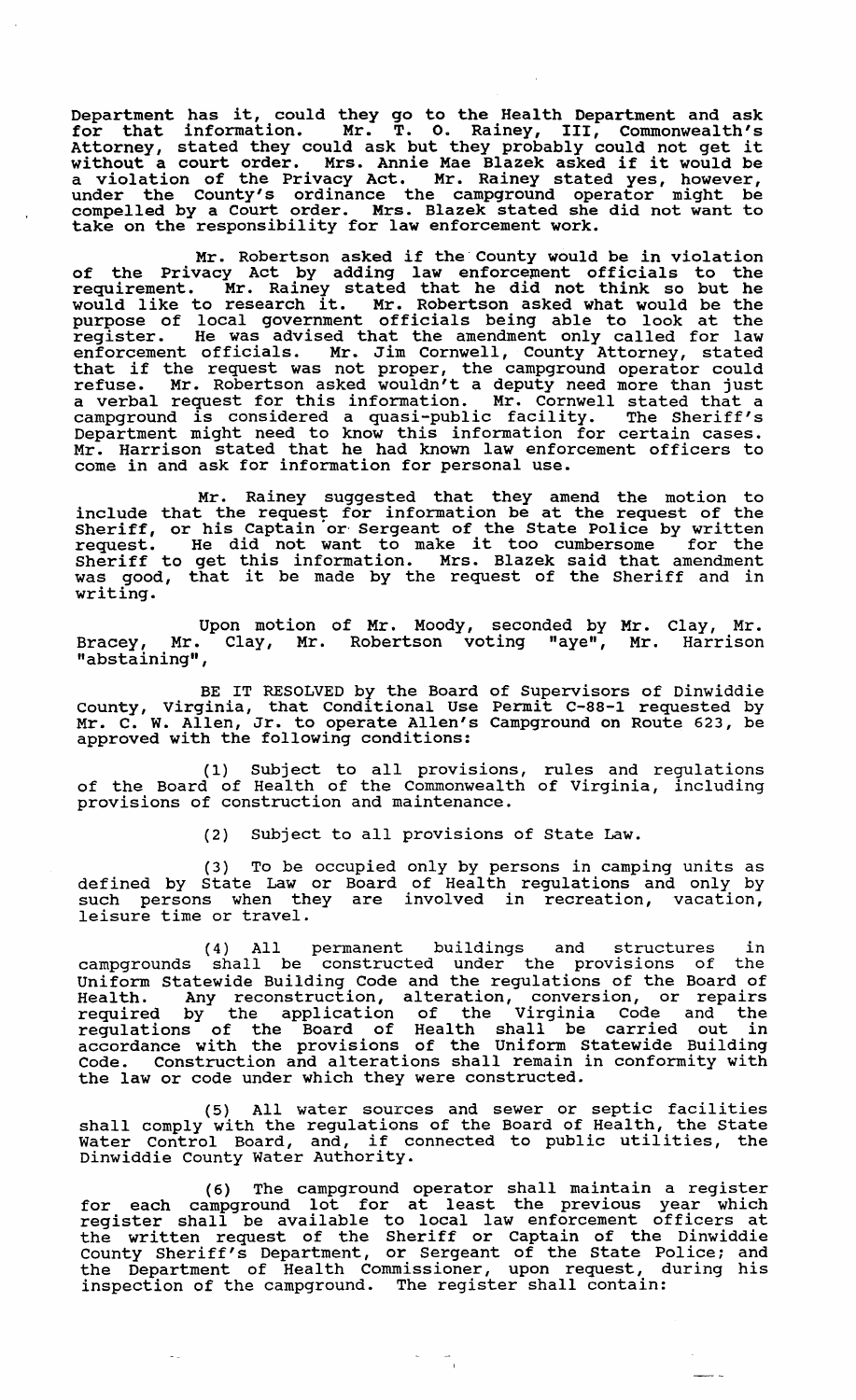Department has it, could they go to the Health Department and ask for that information. Mr. T. O. Rainey, III, Commonwealth's Attorney, stated they could ask but they probably could not get it without a court order. Mrs. Annie Mae Blazek asked if it would be a violation of the Privacy Act. Mr. Rainey stated yes, however, under the County's ordinance the campground operator might be compelled by a Court order. Mrs. Blazek stated she did not want to take on the responsibility for law enforcement work.

Mr. Robertson asked if the County would be in violation of the Privacy Act by adding law enforcement officials to the requirement. Mr. Rainey stated that he did not think so but he would like to research it. Mr. Robertson asked what would be the purpose of local government officials being able to look at the register. He was advised that the amendment only called for law enforcement officials. Mr. Jim Cornwell, County Attorney, stated that if the request was not proper, the campground operator could refuse. Mr. Robertson asked wouldn't a deputy need more than just a verbal request for this information. Mr. Cornwell stated that a campground is considered a quasi-public facility. The Sheriff's Department might need to know this information for certain cases. Mr. Harrison stated that he had known law enforcement officers to come in and ask for information for personal use.

Mr. Rainey suggested that they amend the motion to include that the request for information be at the request of the Sheriff, or his Captain or Sergeant of the State Police by written request. He did not want to make it too cumbersome for the Sheriff to get this information. Mrs. Blazek said that amendment was good, that it be made by the request of the Sheriff and in writing.

Upon motion of Mr. Moody, seconded by Mr. Clay, Mr. Bracey, Mr. Clay, Mr. Robertson voting "aye", Mr. Harrison "abstaining",

BE IT RESOLVED by the Board of Supervisors of Dinwiddie County, Virginia, that Conditional Use Permit C-88-1 requested by Mr. C. W. Allen, Jr. to operate Allen's Campground on Route 623, be approved with the following conditions:

(1) Subject to all provisions, rules and regulations of the Board of Health of the Commonwealth of Virginia, including provisions of construction and maintenance.

(2) Subject to all provisions of State Law.

(3) To be occupied only by persons in camping units as defined by State Law or Board of Health regulations and only by such persons when they are involved in recreation, vacation, leisure time or travel.

(4) All permanent buildings and structures in campgrounds shall be constructed under the provisions of the Uniform Statewide Building Code and the regulations of the Board of Health. Any reconstruction, alteration, conversion, or repairs required by the application of the Virginia Code and the regulations of the Board of Health shall be carried out in accordance with the provisions of the Uniform Statewide Building Code. Construction and alterations shall remain in conformity with the law or code under which they were constructed.

(5) All water sources and sewer or septic facilities shall comply with the regulations of the Board of Health, the State Water Control Board, and, if connected to public utilities, the Dinwiddie County Water Authority.

(6) The campground operator shall maintain a register for each campground lot for at least the previous year which register shall be available to local law enforcement officers at the written request of the Sheriff or Captain of the Dinwiddie County Sheriff's Department, or Sergeant of the State Police; and the Department of Health Commissioner, upon request, during his inspection of the campground. The register shall contain: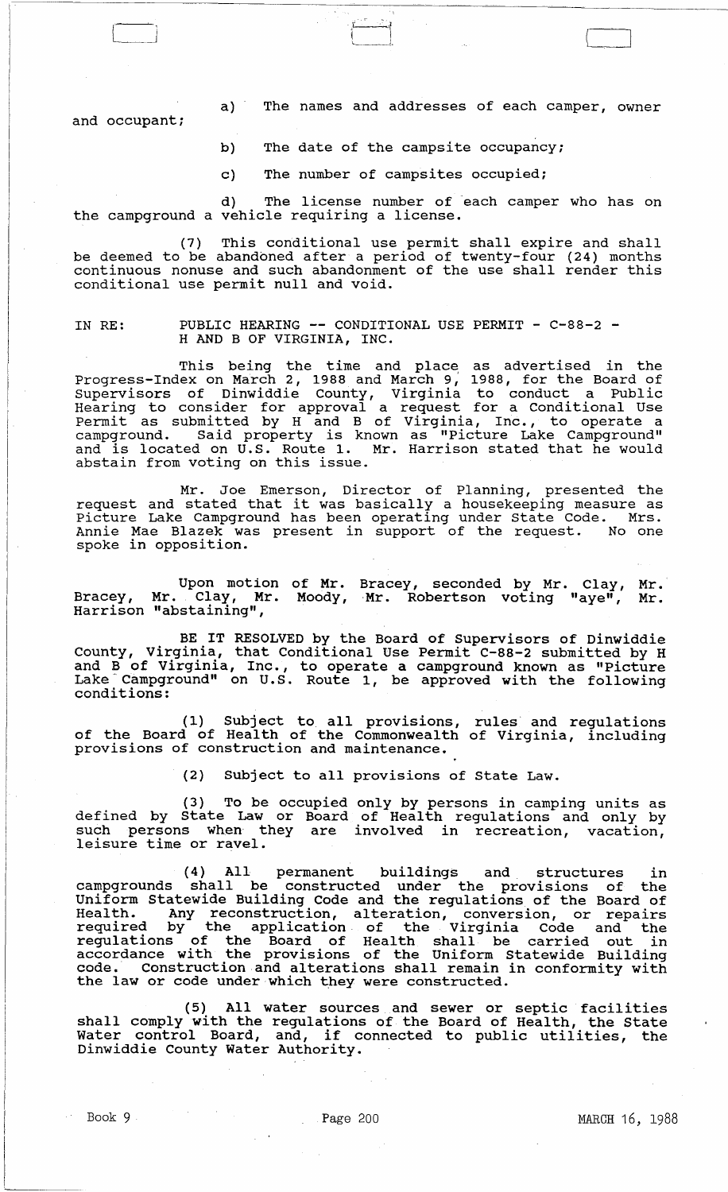a) The names and addresses of each camper, owner and occupant;

b) The date of the campsite occupancy;

c) The number of campsites occupied;

d) The license number of each camper who has on the campground a vehicle requiring a license.

(7) This conditional use permit shall expire and shall be deemed to be abandoned after a period of twenty-four (24) months continuous nonuse and such abandonment of the use shall render this conditional use permit null and void.

IN RE: PUBLIC HEARING -- CONDITIONAL USE PERMIT - C-88-2 - H AND B OF VIRGINIA, INC.

This being the time and place as advertised in the Progress-Index on March 2, 1988 and March 9, 1988, for the Board of Supervisors of Dinwiddie County, Virginia to conduct a Public Hearing to consider for approval a request for a Conditional Use Permit as submitted by H and B of Virginia, Inc., to operate a campground. Said property is known as "Picture Lake Campground" and is located on U.S. Route 1. Mr. Harrison stated that he would abstain from voting on this issue.

Mr. Joe Emerson, Director of Planning, presented the request and stated that it was basically a housekeeping measure as Picture Lake Campground has been operating under State Code. Mrs. Annie Mae Blazek was present in support of the request. No one spoke in opposition.

Upon motion of Mr. Bracey, seconded by Mr. Clay, Mr. Bracey, Mr. Clay, Mr. Moody, Mr. Robertson voting "aye", Mr. Harrison "abstaining",

BE IT RESOLVED by the Board of Supervisors of Dinwiddie County, Virginia, that Conditional Use Permit C-88-2 submitted by H and B of Virginia, Inc., to operate a campground known as "Picture Lake Campground" on U.S. Route 1, be approved with the following conditions:

(1) Subject to all provisions, rules and regulations of the Board of Health of the Commonwealth of Virginia, including provisions of construction and maintenance.

(2) Subject to all provisions of State Law.

(3) To be occupied only by persons in camping units as defined by State Law or Board of Health regulations and only by such persons when they are involved in recreation, vacation, leisure time or ravel.

(4) All permanent buildings and structures in campgrounds shall be constructed under the provisions of the Uniform Statewide Building Code and the regulations of the Board of Health. Any reconstruction, alteration, conversion, or repairs required by the application of the Virginia Code and the regulations of the Board of Health shall be carried out in accordance with the provisions of the Uniform Statewide Building code. Construction and alterations shall remain in conformity with the law or code under which they were constructed.

(5) All water sources and sewer or septic facilities shall comply with the regulations of the Board of Health, the State Water control Board, and, if connected to public utilities, the Dinwiddie County Water Authority.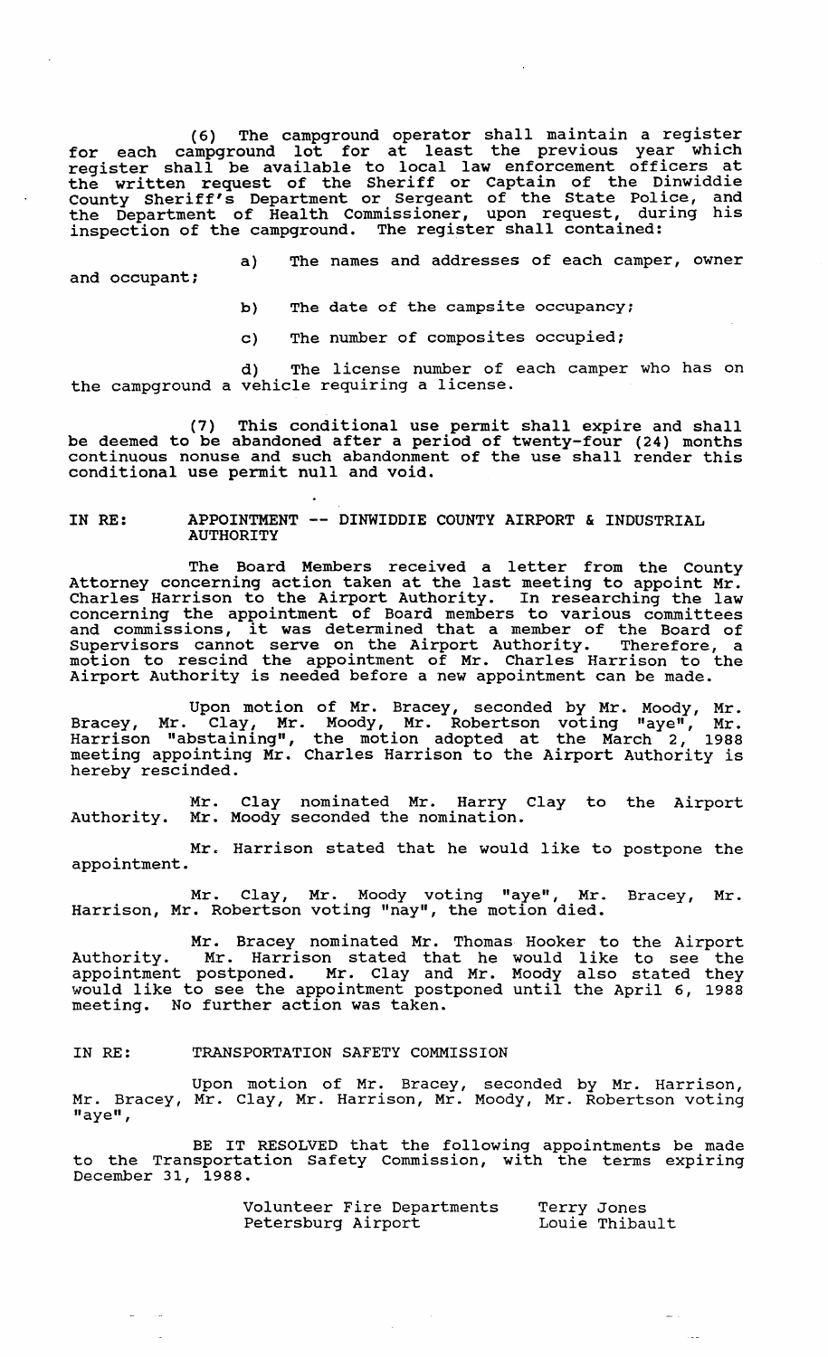(6) The campground operator shall maintain a register for each campground lot for at least the previous year which register shall be available to local law enforcement officers at the written request of the Sheriff or Captain of the Dinwiddie County Sheriff's Department or Sergeant of the State Police, and the Department of Health Commissioner, upon request, during his inspection of the campground. The register shall contained:

a) The names and addresses of each camper, owner and occupant;

b) The date of the campsite occupancy;

c) The number of composites occupied;

d) The license number of each camper who has on the campground a vehicle requiring a license.

(7) This conditional use permit shall expire and shall be deemed to be abandoned after a period of twenty-four (24) months continuous nonuse and such abandonment of the use shall render this conditional use permit null and void.

IN RE: APPOINTMENT -- DINWIDDIE COUNTY AIRPORT & INDUSTRIAL AUTHORITY

The Board Members received a letter from the County Attorney concerning action taken at the last meeting to appoint Mr. Charles Harrison to the Airport Authority. In researching the law concerning the appointment of Board members to various committees and commissions, it was determined that a member of the Board of Supervisors cannot serve on the Airport Authority. Therefore, a motion to rescind the appointment of Mr. Charles Harrison to the Airport Authority is needed before a new appointment can be made.

Upon motion of Mr. Bracey, seconded by Mr. Moody, Mr. Bracey, Mr. Clay, Mr. Moody, Mr. Robertson voting "aye", Mr. Harrison "abstaining", the motion adopted at the March 2, 1988 meeting appointing Mr. Charles Harrison to the Airport Authority is hereby rescinded.

Mr. Clay nominated Mr. Harry Clay to the Airport Authority. Mr. Moody seconded the nomination.

Mr. Harrison stated that he would like to postpone the appointment.

Mr. Clay, Mr. Moody voting "aye", Mr. Bracey, Mr. Harrison, Mr. Robertson voting "nay", the motion died.

Mr. Bracey nominated Mr. Thomas Hooker to the Airport Authority. Mr. Harrison stated that he would like to see the appointment postponed. Mr. Clay and Mr. Moody also stated they would like to see the appointment postponed until the April 6, 1988 meeting. No further action was taken.

IN RE: TRANSPORTATION SAFETY COMMISSION

Upon motion of Mr. Bracey, seconded by Mr. Harrison, Mr. Bracey, Mr. Clay, Mr. Harrison, Mr. Moody, Mr. Robertson voting "aye",

BE IT RESOLVED that the following appointments be made to the Transportation Safety Commission, with the terms expiring December 31, 1988.

| | |
|---|---|
| Volunteer Fire Departments | Terry Jones |
| Petersburg Airport | Louie Thibault |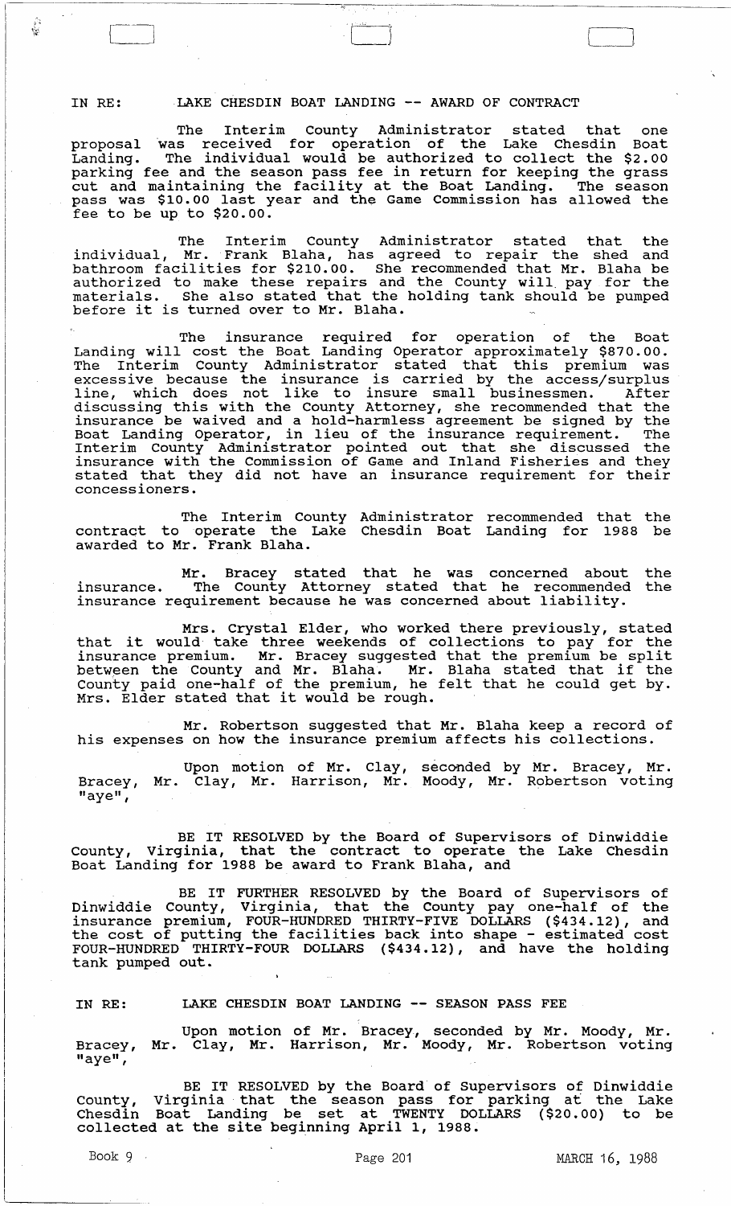IN RE: LAKE CHESDIN BOAT LANDING -- AWARD OF CONTRACT

The Interim County Administrator stated that one proposal was received for operation of the Lake Chesdin Boat Landing. The individual would be authorized to collect the $2.00 parking fee and the season pass fee in return for keeping the grass cut and maintaining the facility at the Boat Landing. The season pass was $10.00 last year and the Game Commission has allowed the fee to be up to $20.00.

The Interim County Administrator stated that the individual, Mr. Frank Blaha, has agreed to repair the shed and bathroom facilities for $210.00. She recommended that Mr. Blaha be authorized to make these repairs and the County will pay for the materials. She also stated that the holding tank should be pumped before it is turned over to Mr. Blaha.

The insurance required for operation of the Boat Landing will cost the Boat Landing Operator approximately $870.00. The Interim County Administrator stated that this premium was excessive because the insurance is carried by the access/surplus line, which does not like to insure small businessmen. After discussing this with the County Attorney, she recommended that the insurance be waived and a hold-harmless agreement be signed by the Boat Landing Operator, in lieu of the insurance requirement. The Interim County Administrator pointed out that she discussed the insurance with the Commission of Game and Inland Fisheries and they stated that they did not have an insurance requirement for their concessioners.

The Interim County Administrator recommended that the contract to operate the Lake Chesdin Boat Landing for 1988 be awarded to Mr. Frank Blaha.

Mr. Bracey stated that he was concerned about the insurance. The County Attorney stated that he recommended the insurance requirement because he was concerned about liability.

Mrs. Crystal Elder, who worked there previously, stated that it would take three weekends of collections to pay for the insurance premium. Mr. Bracey suggested that the premium be split between the County and Mr. Blaha. Mr. Blaha stated that if the County paid one-half of the premium, he felt that he could get by. Mrs. Elder stated that it would be rough.

Mr. Robertson suggested that Mr. Blaha keep a record of his expenses on how the insurance premium affects his collections.

Upon motion of Mr. Clay, seconded by Mr. Bracey, Mr. Bracey, Mr. Clay, Mr. Harrison, Mr. Moody, Mr. Robertson voting "aye",

BE IT RESOLVED by the Board of Supervisors of Dinwiddie County, Virginia, that the contract to operate the Lake Chesdin Boat Landing for 1988 be award to Frank Blaha, and

BE IT FURTHER RESOLVED by the Board of Supervisors of Dinwiddie County, Virginia, that the County pay one-half of the insurance premium, FOUR-HUNDRED THIRTY-FIVE DOLLARS ($434.12), and the cost of putting the facilities back into shape - estimated cost FOUR-HUNDRED THIRTY-FOUR DOLLARS ($434.12), and have the holding tank pumped out.

IN RE: LAKE CHESDIN BOAT LANDING -- SEASON PASS FEE

Upon motion of Mr. Bracey, seconded by Mr. Moody, Mr. Bracey, Mr. Clay, Mr. Harrison, Mr. Moody, Mr. Robertson voting "aye",

BE IT RESOLVED by the Board of Supervisors of Dinwiddie County, Virginia that the season pass for parking at the Lake Chesdin Boat Landing be set at TWENTY DOLLARS ($20.00) to be collected at the site beginning April 1, 1988.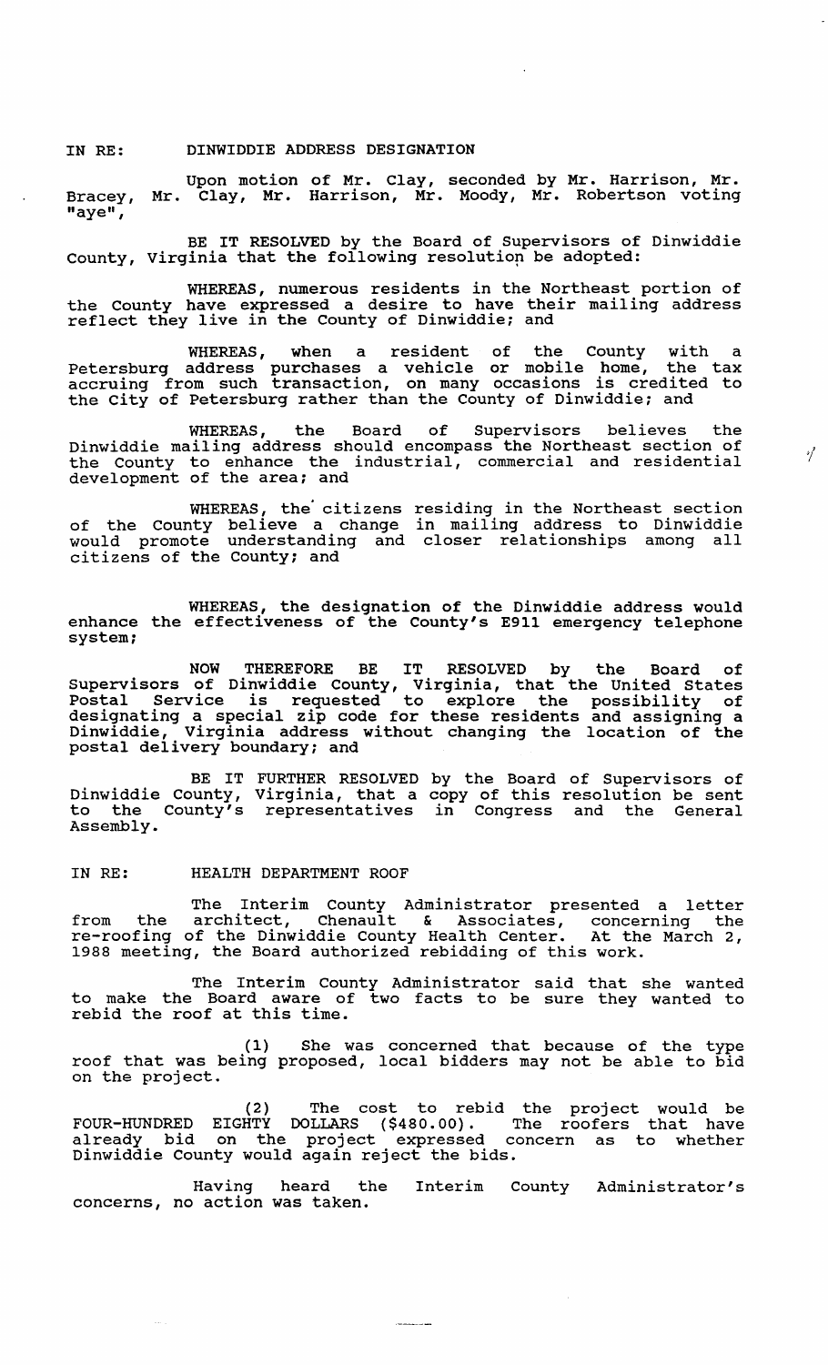IN RE: DINWIDDIE ADDRESS DESIGNATION

Upon motion of Mr. Clay, seconded by Mr. Harrison, Mr. Bracey, Mr. Clay, Mr. Harrison, Mr. Moody, Mr. Robertson voting "aye",

BE IT RESOLVED by the Board of Supervisors of Dinwiddie County, Virginia that the following resolution be adopted:

WHEREAS, numerous residents in the Northeast portion of the County have expressed a desire to have their mailing address reflect they live in the County of Dinwiddie; and

WHEREAS, when a resident of the County with a Petersburg address purchases a vehicle or mobile home, the tax accruing from such transaction, on many occasions is credited to the City of Petersburg rather than the County of Dinwiddie; and

WHEREAS, the Board of Supervisors believes the Dinwiddie mailing address should encompass the Northeast section of the County to enhance the industrial, commercial and residential development of the area; and

WHEREAS, the citizens residing in the Northeast section of the County believe a change in mailing address to Dinwiddie would promote understanding and closer relationships among all citizens of the County; and

WHEREAS, the designation of the Dinwiddie address would enhance the effectiveness of the County's E911 emergency telephone system;

NOW THEREFORE BE IT RESOLVED by the Board of Supervisors of Dinwiddie County, Virginia, that the United States Postal Service is requested to explore the possibility of designating a special zip code for these residents and assigning a Dinwiddie, Virginia address without changing the location of the postal delivery boundary; and

BE IT FURTHER RESOLVED by the Board of Supervisors of Dinwiddie County, Virginia, that a copy of this resolution be sent to the County's representatives in Congress and the General Assembly.

IN RE: HEALTH DEPARTMENT ROOF

The Interim County Administrator presented a letter from the architect, Chenault & Associates, concerning the re-roofing of the Dinwiddie County Health Center. At the March 2, 1988 meeting, the Board authorized rebidding of this work.

The Interim County Administrator said that she wanted to make the Board aware of two facts to be sure they wanted to rebid the roof at this time.

(1) She was concerned that because of the type roof that was being proposed, local bidders may not be able to bid on the project.

(2) The cost to rebid the project would be FOUR-HUNDRED EIGHTY DOLLARS ($480.00). The roofers that have already bid on the project expressed concern as to whether Dinwiddie County would again reject the bids.

Having heard the Interim County Administrator's concerns, no action was taken.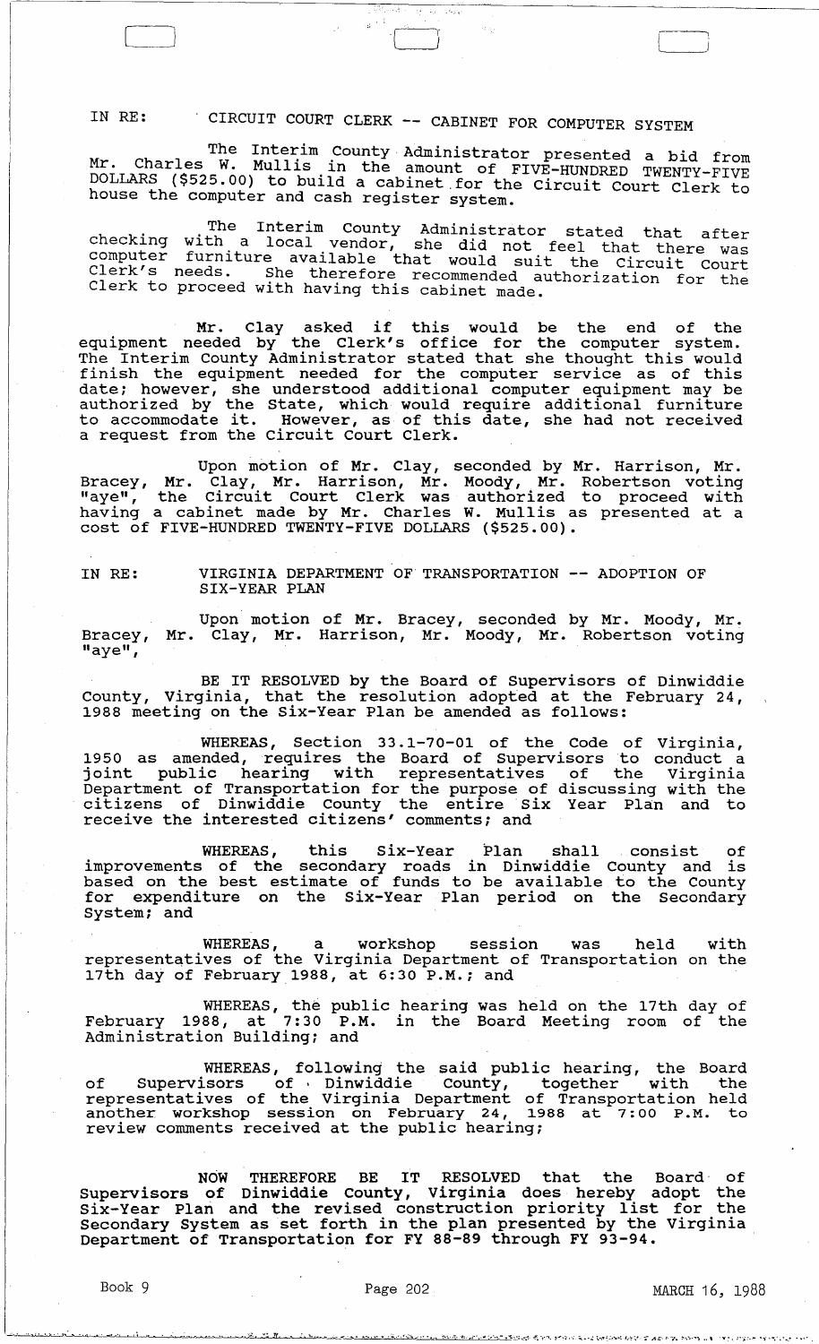IN RE: CIRCUIT COURT CLERK -- CABINET FOR COMPUTER SYSTEM

The Interim County Administrator presented a bid from Mr. Charles W. Mullis in the amount of FIVE-HUNDRED TWENTY-FIVE DOLLARS ($525.00) to build a cabinet for the Circuit Court Clerk to house the computer and cash register system.

The Interim County Administrator stated that after checking with a local vendor, she did not feel that there was computer furniture available that would suit the Circuit Court Clerk's needs. She therefore recommended authorization for the Clerk to proceed with having this cabinet made.

Mr. Clay asked if this would be the end of the equipment needed by the Clerk's office for the computer system. The Interim County Administrator stated that she thought this would finish the equipment needed for the computer service as of this date; however, she understood additional computer equipment may be authorized by the State, which would require additional furniture to accommodate it. However, as of this date, she had not received a request from the Circuit Court Clerk.

Upon motion of Mr. Clay, seconded by Mr. Harrison, Mr. Bracey, Mr. Clay, Mr. Harrison, Mr. Moody, Mr. Robertson voting "aye", the Circuit Court Clerk was authorized to proceed with having a cabinet made by Mr. Charles W. Mullis as presented at a cost of FIVE-HUNDRED TWENTY-FIVE DOLLARS ($525.00).

IN RE: VIRGINIA DEPARTMENT OF TRANSPORTATION -- ADOPTION OF SIX-YEAR PLAN

Upon motion of Mr. Bracey, seconded by Mr. Moody, Mr. Bracey, Mr. Clay, Mr. Harrison, Mr. Moody, Mr. Robertson voting "aye",

BE IT RESOLVED by the Board of Supervisors of Dinwiddie County, Virginia, that the resolution adopted at the February 24, 1988 meeting on the Six-Year Plan be amended as follows:

WHEREAS, Section 33.1-70-01 of the Code of Virginia, 1950 as amended, requires the Board of Supervisors to conduct a joint public hearing with representatives of the Virginia Department of Transportation for the purpose of discussing with the citizens of Dinwiddie County the entire Six Year Plan and to receive the interested citizens' comments; and

WHEREAS, this Six-Year Plan shall consist of improvements of the secondary roads in Dinwiddie County and is based on the best estimate of funds to be available to the County for expenditure on the Six-Year Plan period on the Secondary System; and

WHEREAS, a workshop session was held with representatives of the Virginia Department of Transportation on the 17th day of February 1988, at 6:30 P.M.; and

WHEREAS, the public hearing was held on the 17th day of February 1988, at 7:30 P.M. in the Board Meeting room of the Administration Building; and

WHEREAS, following the said public hearing, the Board of Supervisors of Dinwiddie County, together with the representatives of the Virginia Department of Transportation held another workshop session on February 24, 1988 at 7:00 P.M. to review comments received at the public hearing;

NOW THEREFORE BE IT RESOLVED that the Board of Supervisors of Dinwiddie County, Virginia does hereby adopt the Six-Year Plan and the revised construction priority list for the Secondary System as set forth in the plan presented by the Virginia Department of Transportation for FY 88-89 through FY 93-94.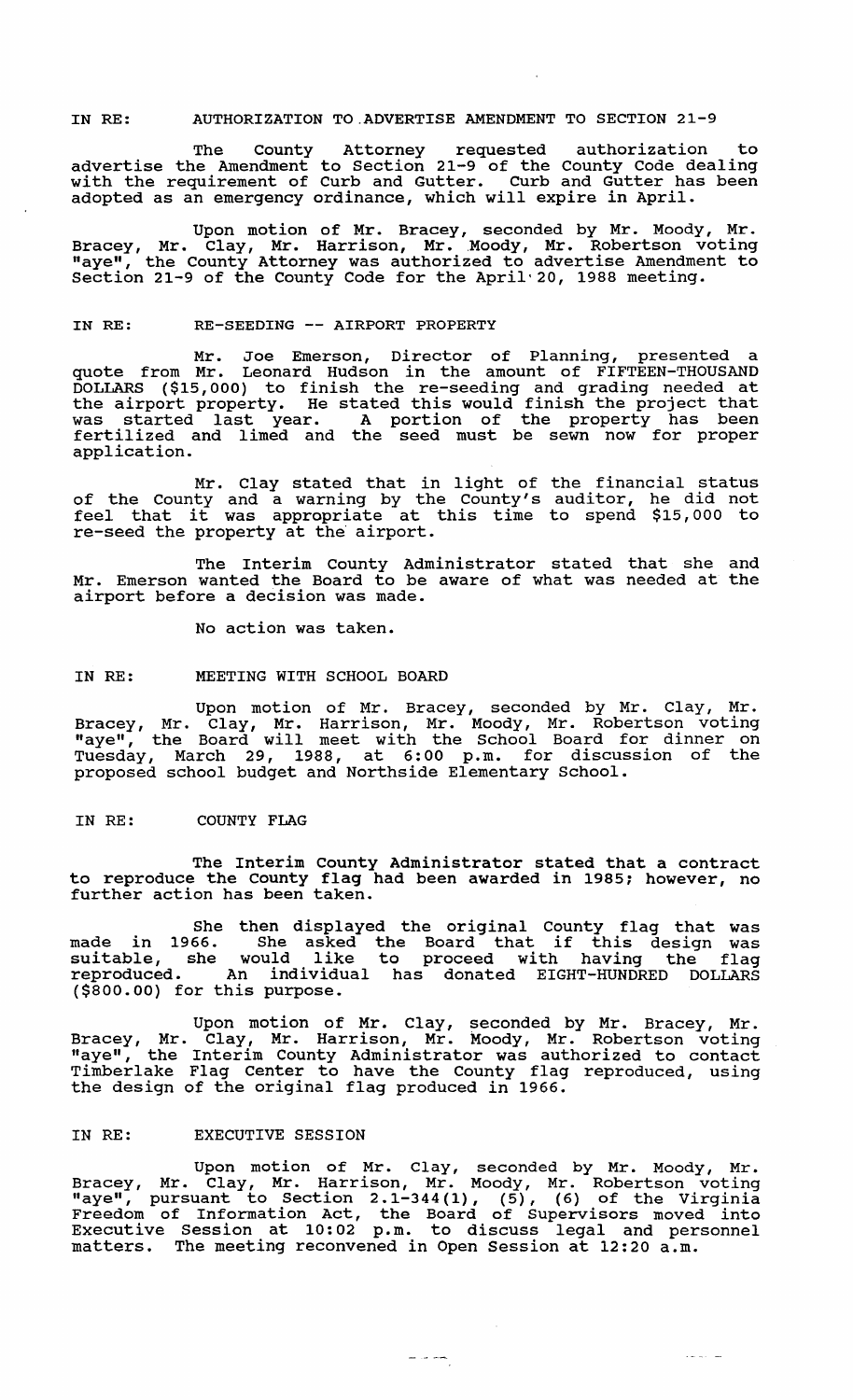IN RE: AUTHORIZATION TO ADVERTISE AMENDMENT TO SECTION 21-9

The County Attorney requested authorization to advertise the Amendment to Section 21-9 of the County Code dealing with the requirement of Curb and Gutter. Curb and Gutter has been adopted as an emergency ordinance, which will expire in April.

Upon motion of Mr. Bracey, seconded by Mr. Moody, Mr. Bracey, Mr. Clay, Mr. Harrison, Mr. Moody, Mr. Robertson voting "aye", the County Attorney was authorized to advertise Amendment to Section 21-9 of the County Code for the April 20, 1988 meeting.

IN RE: RE-SEEDING -- AIRPORT PROPERTY

Mr. Joe Emerson, Director of Planning, presented a quote from Mr. Leonard Hudson in the amount of FIFTEEN-THOUSAND DOLLARS ($15,000) to finish the re-seeding and grading needed at the airport property. He stated this would finish the project that was started last year. A portion of the property has been fertilized and limed and the seed must be sewn now for proper application.

Mr. Clay stated that in light of the financial status of the County and a warning by the County's auditor, he did not feel that it was appropriate at this time to spend $15,000 to re-seed the property at the airport.

The Interim County Administrator stated that she and Mr. Emerson wanted the Board to be aware of what was needed at the airport before a decision was made.

No action was taken.

IN RE: MEETING WITH SCHOOL BOARD

Upon motion of Mr. Bracey, seconded by Mr. Clay, Mr. Bracey, Mr. Clay, Mr. Harrison, Mr. Moody, Mr. Robertson voting "aye", the Board will meet with the School Board for dinner on Tuesday, March 29, 1988, at 6:00 p.m. for discussion of the proposed school budget and Northside Elementary School.

IN RE: COUNTY FLAG

The Interim County Administrator stated that a contract to reproduce the County flag had been awarded in 1985; however, no further action has been taken.

She then displayed the original County flag that was made in 1966. She asked the Board that if this design was suitable, she would like to proceed with having the flag reproduced. An individual has donated EIGHT-HUNDRED DOLLARS ($800.00) for this purpose.

Upon motion of Mr. Clay, seconded by Mr. Bracey, Mr. Bracey, Mr. Clay, Mr. Harrison, Mr. Moody, Mr. Robertson voting "aye", the Interim County Administrator was authorized to contact Timberlake Flag Center to have the County flag reproduced, using the design of the original flag produced in 1966.

IN RE: EXECUTIVE SESSION

Upon motion of Mr. Clay, seconded by Mr. Moody, Mr. Bracey, Mr. Clay, Mr. Harrison, Mr. Moody, Mr. Robertson voting "aye", pursuant to Section 2.1-344(1), (5), (6) of the Virginia Freedom of Information Act, the Board of Supervisors moved into Executive Session at 10:02 p.m. to discuss legal and personnel matters. The meeting reconvened in Open Session at 12:20 a.m.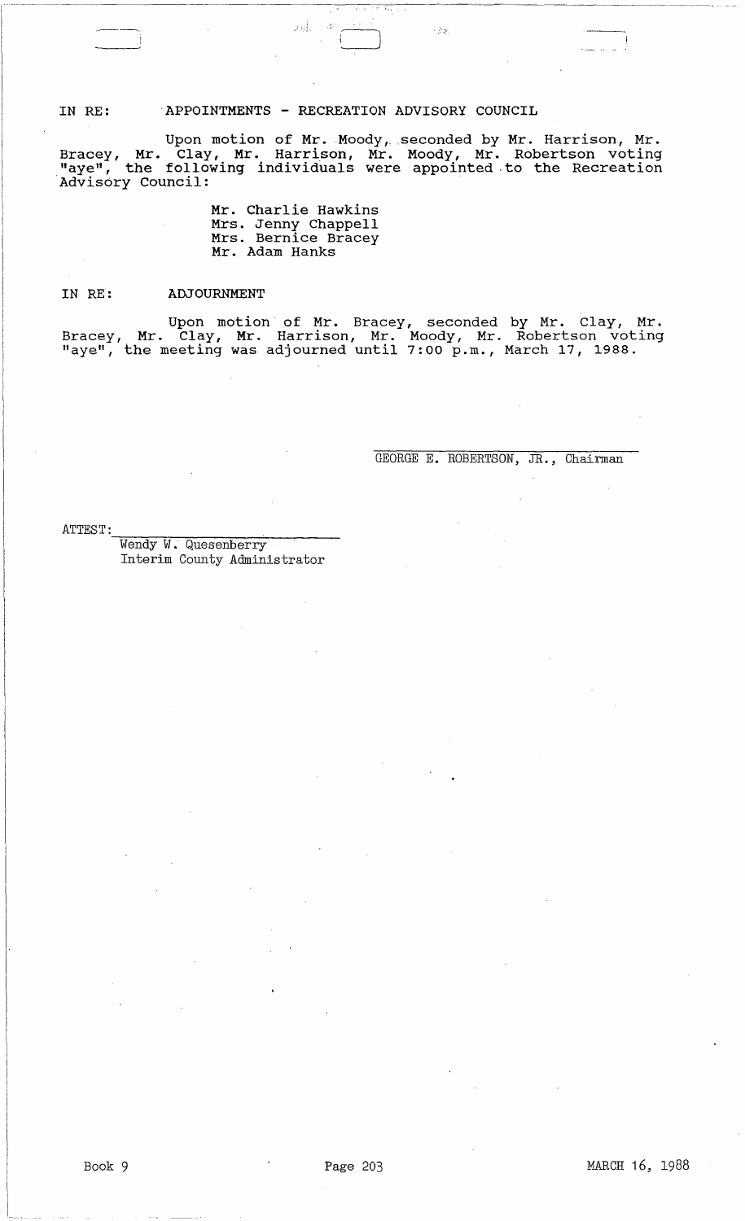IN RE: APPOINTMENTS - RECREATION ADVISORY COUNCIL

Upon motion of Mr. Moody, seconded by Mr. Harrison, Mr. Bracey, Mr. Clay, Mr. Harrison, Mr. Moody, Mr. Robertson voting "aye", the following individuals were appointed to the Recreation Advisory Council:

Mr. Charlie Hawkins
Mrs. Jenny Chappell
Mrs. Bernice Bracey
Mr. Adam Hanks

IN RE: ADJOURNMENT

Upon motion of Mr. Bracey, seconded by Mr. Clay, Mr. Bracey, Mr. Clay, Mr. Harrison, Mr. Moody, Mr. Robertson voting "aye", the meeting was adjourned until 7:00 p.m., March 17, 1988.

GEORGE E. ROBERTSON, JR., Chairman

ATTEST:

Wendy W. Quesenberry
Interim County Administrator

Book 9 MARCH 16, 1988